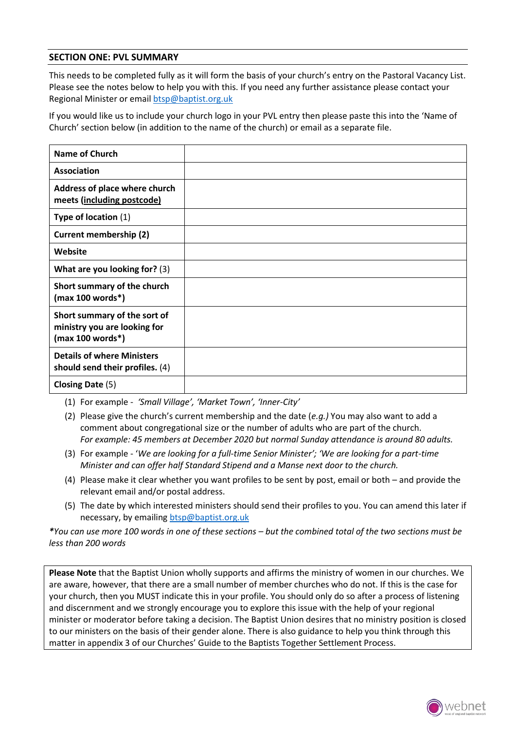## SECTION ONE: PVL SUMMARY

This needs to be completed fully as it will form the basis of your church's entry on the Pastoral Vacancy List. Please see the notes below to help you with this. If you need any further assistance please contact your Regional Minister or email btsp@baptist.org.uk

If you would like us to include your church logo in your PVL entry then please paste this into the 'Name of Church' section below (in addition to the name of the church) or email as a separate file.

| | |
|---|---|
| **Name of Church** | |
| **Association** | |
| **Address of place where church meets (including postcode)** | |
| **Type of location** (1) | |
| **Current membership (2)** | |
| **Website** | |
| **What are you looking for?** (3) | |
| **Short summary of the church (max 100 words*)** | |
| **Short summary of the sort of ministry you are looking for (max 100 words*)** | |
| **Details of where Ministers should send their profiles.** (4) | |
| **Closing Date** (5) | |

1. For example - *'Small Village', 'Market Town', 'Inner-City'*
2. Please give the church's current membership and the date (*e.g.)* You may also want to add a comment about congregational size or the number of adults who are part of the church. *For example: 45 members at December 2020 but normal Sunday attendance is around 80 adults.*
3. For example - '*We are looking for a full-time Senior Minister'; 'We are looking for a part-time Minister and can offer half Standard Stipend and a Manse next door to the church.*
4. Please make it clear whether you want profiles to be sent by post, email or both – and provide the relevant email and/or postal address.
5. The date by which interested ministers should send their profiles to you. You can amend this later if necessary, by emailing btsp@baptist.org.uk

**You can use more 100 words in one of these sections – but the combined total of the two sections must be less than 200 words*

**Please Note** that the Baptist Union wholly supports and affirms the ministry of women in our churches. We are aware, however, that there are a small number of member churches who do not. If this is the case for your church, then you MUST indicate this in your profile. You should only do so after a process of listening and discernment and we strongly encourage you to explore this issue with the help of your regional minister or moderator before taking a decision. The Baptist Union desires that no ministry position is closed to our ministers on the basis of their gender alone. There is also guidance to help you think through this matter in appendix 3 of our Churches' Guide to the Baptists Together Settlement Process.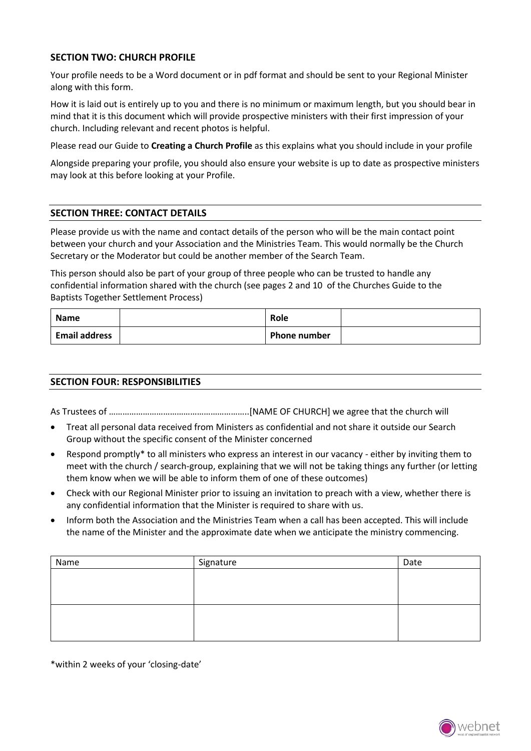## SECTION TWO: CHURCH PROFILE

Your profile needs to be a Word document or in pdf format and should be sent to your Regional Minister along with this form.

How it is laid out is entirely up to you and there is no minimum or maximum length, but you should bear in mind that it is this document which will provide prospective ministers with their first impression of your church. Including relevant and recent photos is helpful.

Please read our Guide to **Creating a Church Profile** as this explains what you should include in your profile

Alongside preparing your profile, you should also ensure your website is up to date as prospective ministers may look at this before looking at your Profile.

## SECTION THREE: CONTACT DETAILS

Please provide us with the name and contact details of the person who will be the main contact point between your church and your Association and the Ministries Team. This would normally be the Church Secretary or the Moderator but could be another member of the Search Team.

This person should also be part of your group of three people who can be trusted to handle any confidential information shared with the church (see pages 2 and 10 of the Churches Guide to the Baptists Together Settlement Process)

| | | | |
|---|---|---|---|
| **Name** | | **Role** | |
| **Email address** | | **Phone number** | |

## SECTION FOUR: RESPONSIBILITIES

As Trustees of ……………………………………………………..[NAME OF CHURCH] we agree that the church will

- Treat all personal data received from Ministers as confidential and not share it outside our Search Group without the specific consent of the Minister concerned
- Respond promptly* to all ministers who express an interest in our vacancy - either by inviting them to meet with the church / search-group, explaining that we will not be taking things any further (or letting them know when we will be able to inform them of one of these outcomes)
- Check with our Regional Minister prior to issuing an invitation to preach with a view, whether there is any confidential information that the Minister is required to share with us.
- Inform both the Association and the Ministries Team when a call has been accepted. This will include the name of the Minister and the approximate date when we anticipate the ministry commencing.

| Name | Signature | Date |
|---|---|---|
| | | |
| | | |

*within 2 weeks of your 'closing-date'